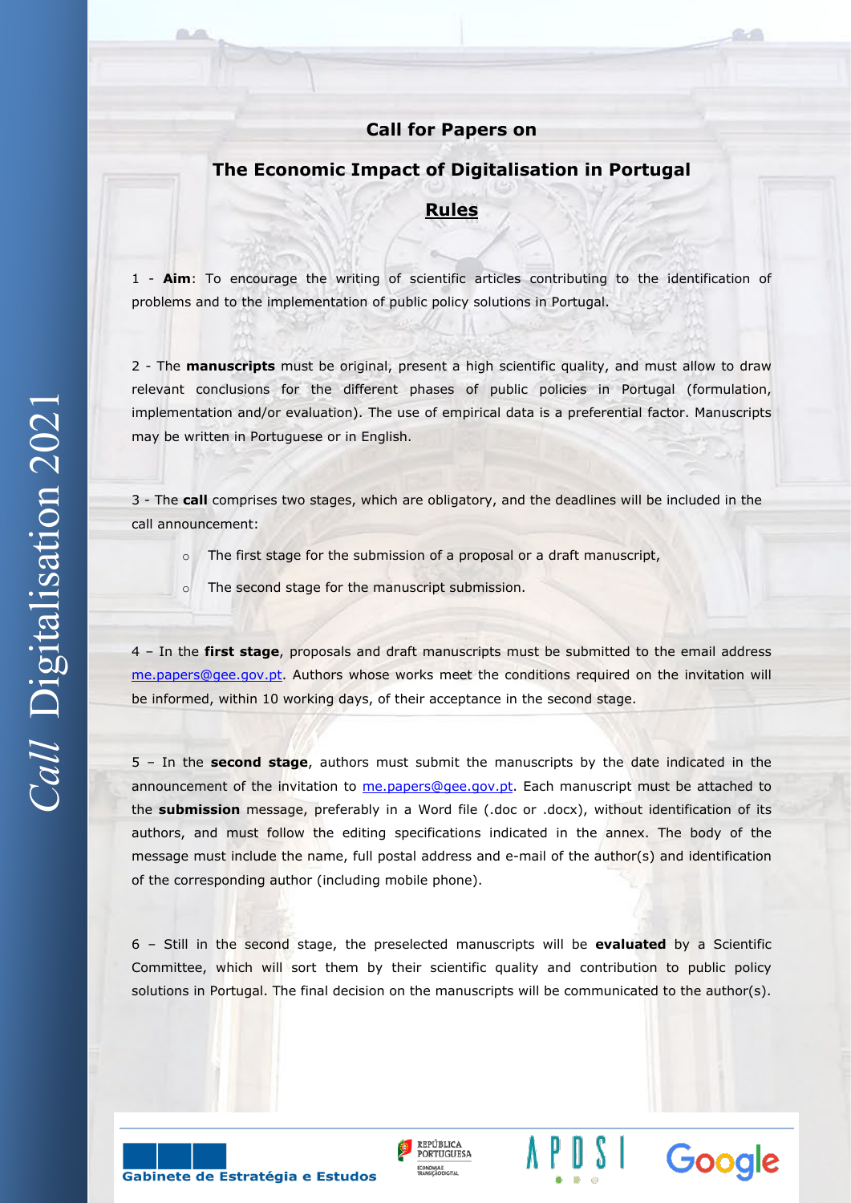# Call for Papers on

# The Economic Impact of Digitalisation in Portugal

## Rules

1 - **Aim**: To encourage the writing of scientific articles contributing to the identification of problems and to the implementation of public policy solutions in Portugal.

2 - The **manuscripts** must be original, present a high scientific quality, and must allow to draw relevant conclusions for the different phases of public policies in Portugal (formulation, implementation and/or evaluation). The use of empirical data is a preferential factor. Manuscripts may be written in Portuguese or in English.

3 - The **call** comprises two stages, which are obligatory, and the deadlines will be included in the call announcement:

- The first stage for the submission of a proposal or a draft manuscript,
- The second stage for the manuscript submission.

4 – In the **first stage**, proposals and draft manuscripts must be submitted to the email address me.papers@gee.gov.pt. Authors whose works meet the conditions required on the invitation will be informed, within 10 working days, of their acceptance in the second stage.

5 – In the **second stage**, authors must submit the manuscripts by the date indicated in the announcement of the invitation to me.papers@gee.gov.pt. Each manuscript must be attached to the **submission** message, preferably in a Word file (.doc or .docx), without identification of its authors, and must follow the editing specifications indicated in the annex. The body of the message must include the name, full postal address and e-mail of the author(s) and identification of the corresponding author (including mobile phone).

6 – Still in the second stage, the preselected manuscripts will be **evaluated** by a Scientific Committee, which will sort them by their scientific quality and contribution to public policy solutions in Portugal. The final decision on the manuscripts will be communicated to the author(s).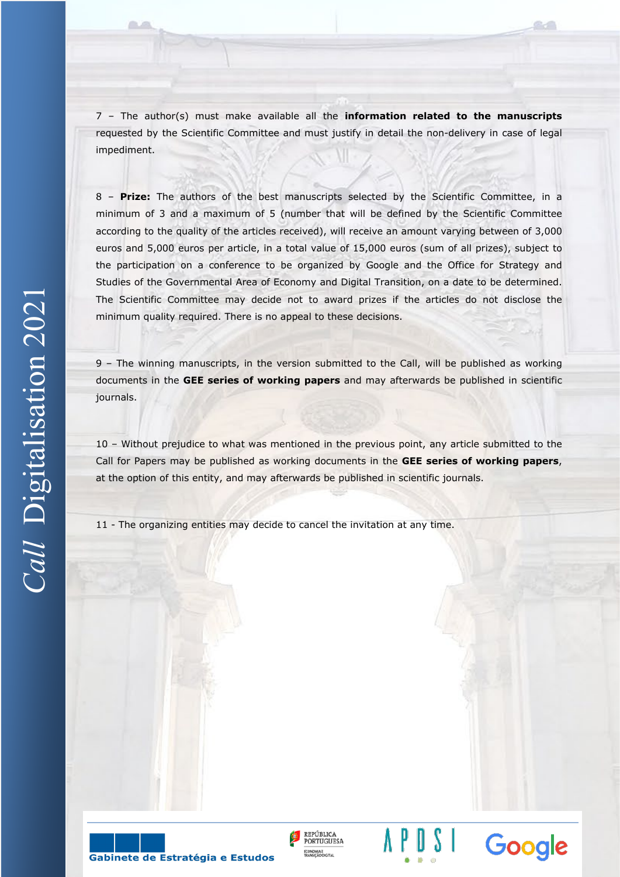7 – The author(s) must make available all the **information related to the manuscripts** requested by the Scientific Committee and must justify in detail the non-delivery in case of legal impediment.

8 – **Prize:** The authors of the best manuscripts selected by the Scientific Committee, in a minimum of 3 and a maximum of 5 (number that will be defined by the Scientific Committee according to the quality of the articles received), will receive an amount varying between of 3,000 euros and 5,000 euros per article, in a total value of 15,000 euros (sum of all prizes), subject to the participation on a conference to be organized by Google and the Office for Strategy and Studies of the Governmental Area of Economy and Digital Transition, on a date to be determined. The Scientific Committee may decide not to award prizes if the articles do not disclose the minimum quality required. There is no appeal to these decisions.

9 – The winning manuscripts, in the version submitted to the Call, will be published as working documents in the **GEE series of working papers** and may afterwards be published in scientific journals.

10 – Without prejudice to what was mentioned in the previous point, any article submitted to the Call for Papers may be published as working documents in the **GEE series of working papers**, at the option of this entity, and may afterwards be published in scientific journals.

11 - The organizing entities may decide to cancel the invitation at any time.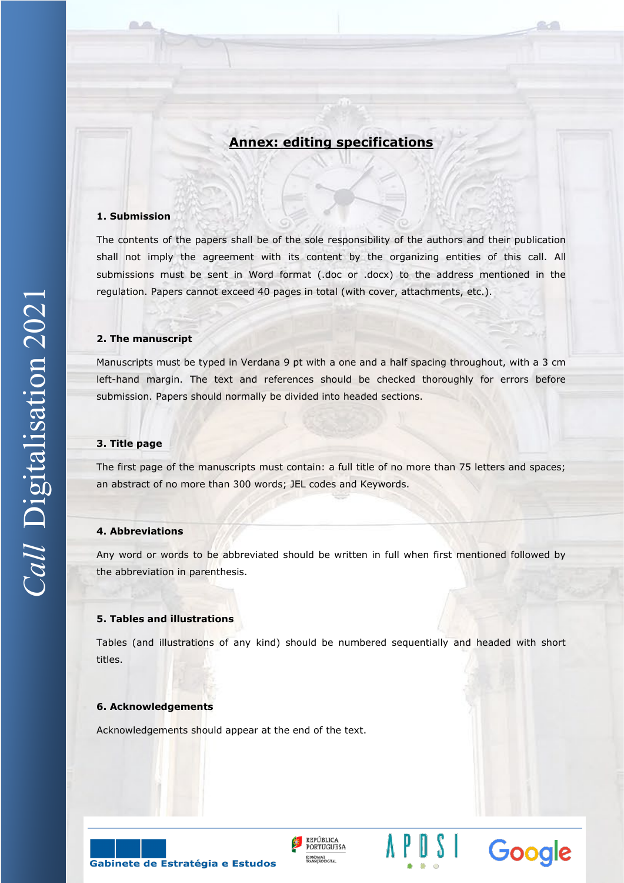## Annex: editing specifications

### 1. Submission

The contents of the papers shall be of the sole responsibility of the authors and their publication shall not imply the agreement with its content by the organizing entities of this call. All submissions must be sent in Word format (.doc or .docx) to the address mentioned in the regulation. Papers cannot exceed 40 pages in total (with cover, attachments, etc.).

### 2. The manuscript

Manuscripts must be typed in Verdana 9 pt with a one and a half spacing throughout, with a 3 cm left-hand margin. The text and references should be checked thoroughly for errors before submission. Papers should normally be divided into headed sections.

### 3. Title page

The first page of the manuscripts must contain: a full title of no more than 75 letters and spaces; an abstract of no more than 300 words; JEL codes and Keywords.

### 4. Abbreviations

Any word or words to be abbreviated should be written in full when first mentioned followed by the abbreviation in parenthesis.

### 5. Tables and illustrations

Tables (and illustrations of any kind) should be numbered sequentially and headed with short titles.

### 6. Acknowledgements

Acknowledgements should appear at the end of the text.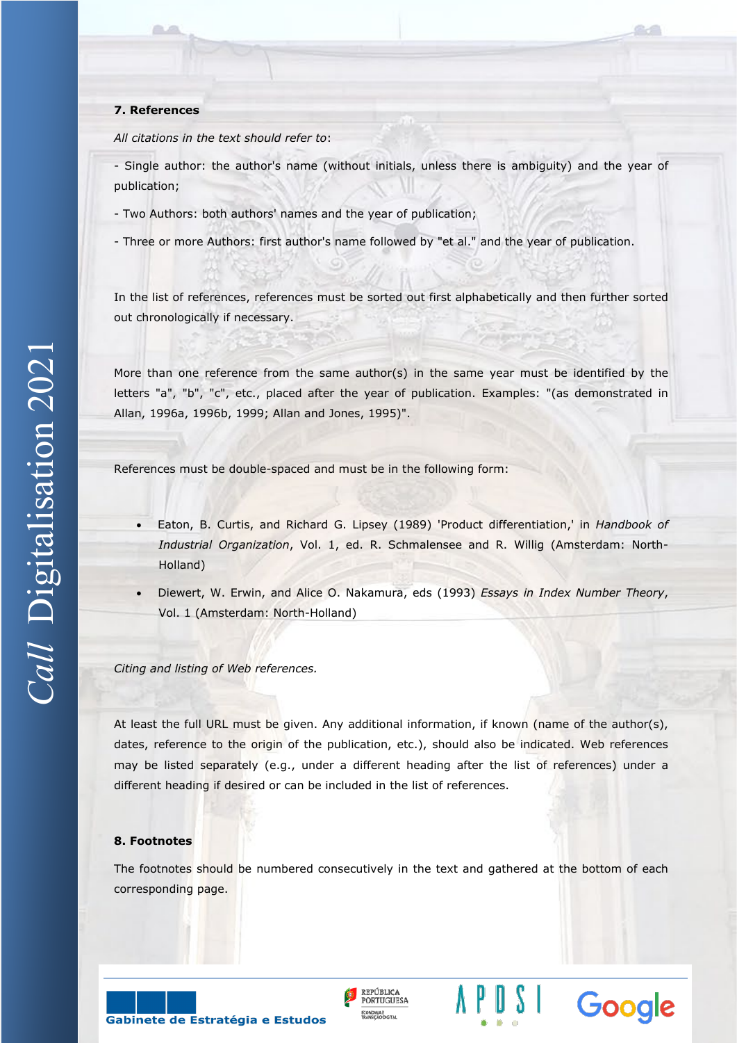## 7. References

*All citations in the text should refer to*:

- Single author: the author's name (without initials, unless there is ambiguity) and the year of publication;

- Two Authors: both authors' names and the year of publication;

- Three or more Authors: first author's name followed by "et al." and the year of publication.

In the list of references, references must be sorted out first alphabetically and then further sorted out chronologically if necessary.

More than one reference from the same author(s) in the same year must be identified by the letters "a", "b", "c", etc., placed after the year of publication. Examples: "(as demonstrated in Allan, 1996a, 1996b, 1999; Allan and Jones, 1995)".

References must be double-spaced and must be in the following form:

- Eaton, B. Curtis, and Richard G. Lipsey (1989) 'Product differentiation,' in *Handbook of Industrial Organization*, Vol. 1, ed. R. Schmalensee and R. Willig (Amsterdam: North-Holland)
- Diewert, W. Erwin, and Alice O. Nakamura, eds (1993) *Essays in Index Number Theory*, Vol. 1 (Amsterdam: North-Holland)

*Citing and listing of Web references.*

At least the full URL must be given. Any additional information, if known (name of the author(s), dates, reference to the origin of the publication, etc.), should also be indicated. Web references may be listed separately (e.g., under a different heading after the list of references) under a different heading if desired or can be included in the list of references.

## 8. Footnotes

The footnotes should be numbered consecutively in the text and gathered at the bottom of each corresponding page.